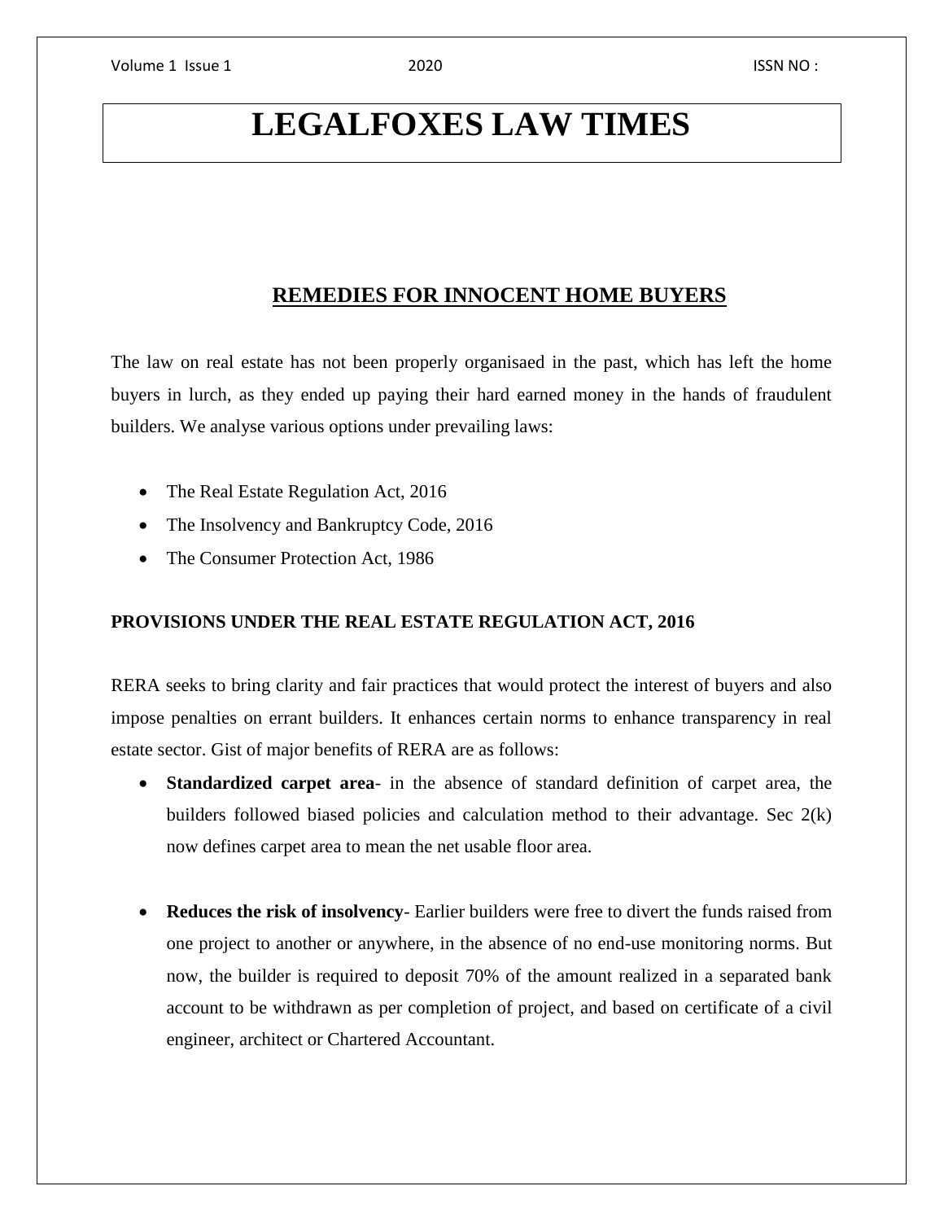# LEGALFOXES LAW TIMES

## REMEDIES FOR INNOCENT HOME BUYERS

The law on real estate has not been properly organisaed in the past, which has left the home buyers in lurch, as they ended up paying their hard earned money in the hands of fraudulent builders. We analyse various options under prevailing laws:

- The Real Estate Regulation Act, 2016
- The Insolvency and Bankruptcy Code, 2016
- The Consumer Protection Act, 1986

### PROVISIONS UNDER THE REAL ESTATE REGULATION ACT, 2016

RERA seeks to bring clarity and fair practices that would protect the interest of buyers and also impose penalties on errant builders. It enhances certain norms to enhance transparency in real estate sector. Gist of major benefits of RERA are as follows:

- **Standardized carpet area**- in the absence of standard definition of carpet area, the builders followed biased policies and calculation method to their advantage. Sec 2(k) now defines carpet area to mean the net usable floor area.

- **Reduces the risk of insolvency**- Earlier builders were free to divert the funds raised from one project to another or anywhere, in the absence of no end-use monitoring norms. But now, the builder is required to deposit 70% of the amount realized in a separated bank account to be withdrawn as per completion of project, and based on certificate of a civil engineer, architect or Chartered Accountant.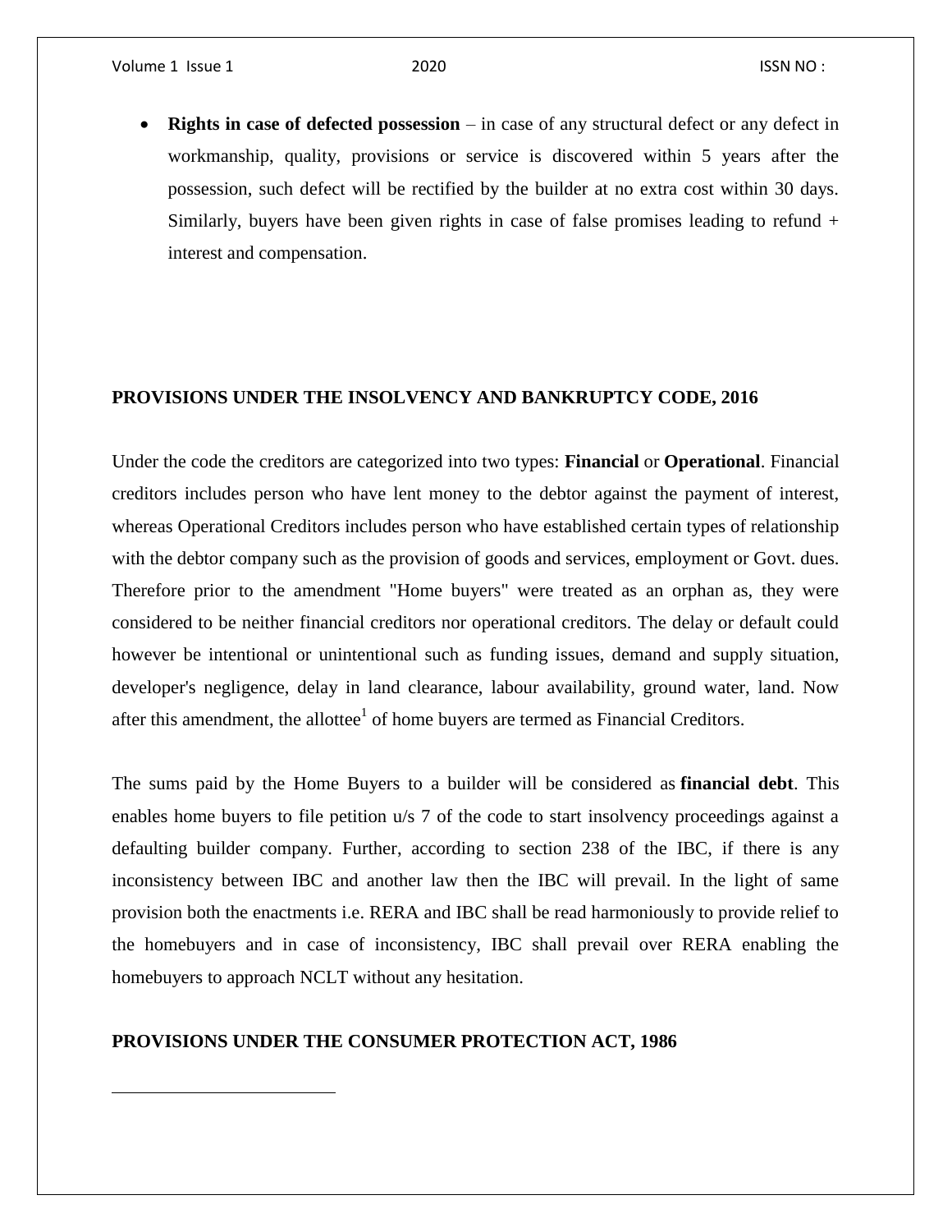- **Rights in case of defected possession** – in case of any structural defect or any defect in workmanship, quality, provisions or service is discovered within 5 years after the possession, such defect will be rectified by the builder at no extra cost within 30 days. Similarly, buyers have been given rights in case of false promises leading to refund + interest and compensation.

**PROVISIONS UNDER THE INSOLVENCY AND BANKRUPTCY CODE, 2016**

Under the code the creditors are categorized into two types: **Financial** or **Operational**. Financial creditors includes person who have lent money to the debtor against the payment of interest, whereas Operational Creditors includes person who have established certain types of relationship with the debtor company such as the provision of goods and services, employment or Govt. dues. Therefore prior to the amendment "Home buyers" were treated as an orphan as, they were considered to be neither financial creditors nor operational creditors. The delay or default could however be intentional or unintentional such as funding issues, demand and supply situation, developer's negligence, delay in land clearance, labour availability, ground water, land. Now after this amendment, the allottee[1] of home buyers are termed as Financial Creditors.

The sums paid by the Home Buyers to a builder will be considered as **financial debt**. This enables home buyers to file petition u/s 7 of the code to start insolvency proceedings against a defaulting builder company. Further, according to section 238 of the IBC, if there is any inconsistency between IBC and another law then the IBC will prevail. In the light of same provision both the enactments i.e. RERA and IBC shall be read harmoniously to provide relief to the homebuyers and in case of inconsistency, IBC shall prevail over RERA enabling the homebuyers to approach NCLT without any hesitation.

**PROVISIONS UNDER THE CONSUMER PROTECTION ACT, 1986**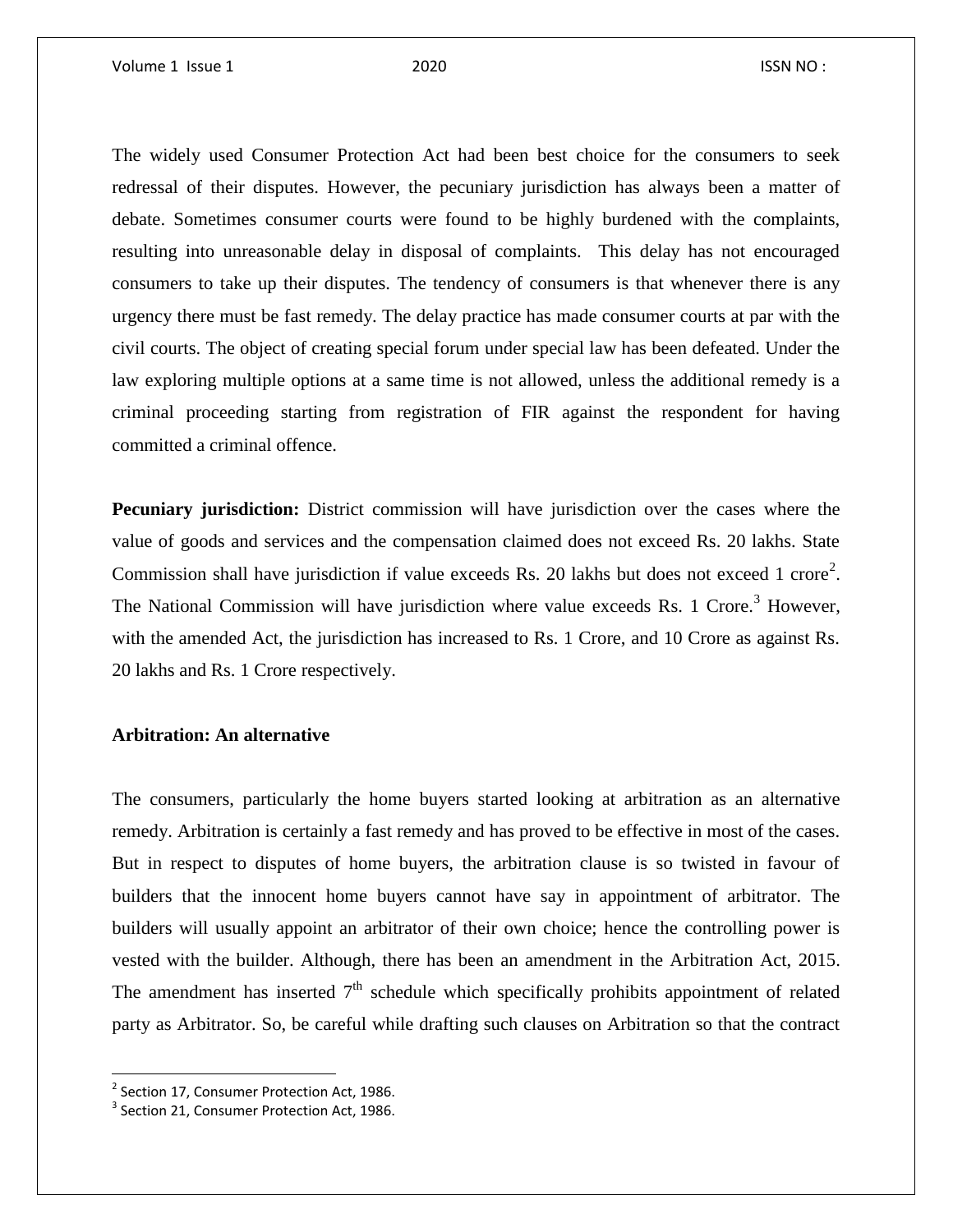The widely used Consumer Protection Act had been best choice for the consumers to seek redressal of their disputes. However, the pecuniary jurisdiction has always been a matter of debate. Sometimes consumer courts were found to be highly burdened with the complaints, resulting into unreasonable delay in disposal of complaints. This delay has not encouraged consumers to take up their disputes. The tendency of consumers is that whenever there is any urgency there must be fast remedy. The delay practice has made consumer courts at par with the civil courts. The object of creating special forum under special law has been defeated. Under the law exploring multiple options at a same time is not allowed, unless the additional remedy is a criminal proceeding starting from registration of FIR against the respondent for having committed a criminal offence.

**Pecuniary jurisdiction:** District commission will have jurisdiction over the cases where the value of goods and services and the compensation claimed does not exceed Rs. 20 lakhs. State Commission shall have jurisdiction if value exceeds Rs. 20 lakhs but does not exceed 1 crore[2]. The National Commission will have jurisdiction where value exceeds Rs. 1 Crore.[3] However, with the amended Act, the jurisdiction has increased to Rs. 1 Crore, and 10 Crore as against Rs. 20 lakhs and Rs. 1 Crore respectively.

**Arbitration: An alternative**

The consumers, particularly the home buyers started looking at arbitration as an alternative remedy. Arbitration is certainly a fast remedy and has proved to be effective in most of the cases. But in respect to disputes of home buyers, the arbitration clause is so twisted in favour of builders that the innocent home buyers cannot have say in appointment of arbitrator. The builders will usually appoint an arbitrator of their own choice; hence the controlling power is vested with the builder. Although, there has been an amendment in the Arbitration Act, 2015. The amendment has inserted 7th schedule which specifically prohibits appointment of related party as Arbitrator. So, be careful while drafting such clauses on Arbitration so that the contract

---

[2] Section 17, Consumer Protection Act, 1986.

[3] Section 21, Consumer Protection Act, 1986.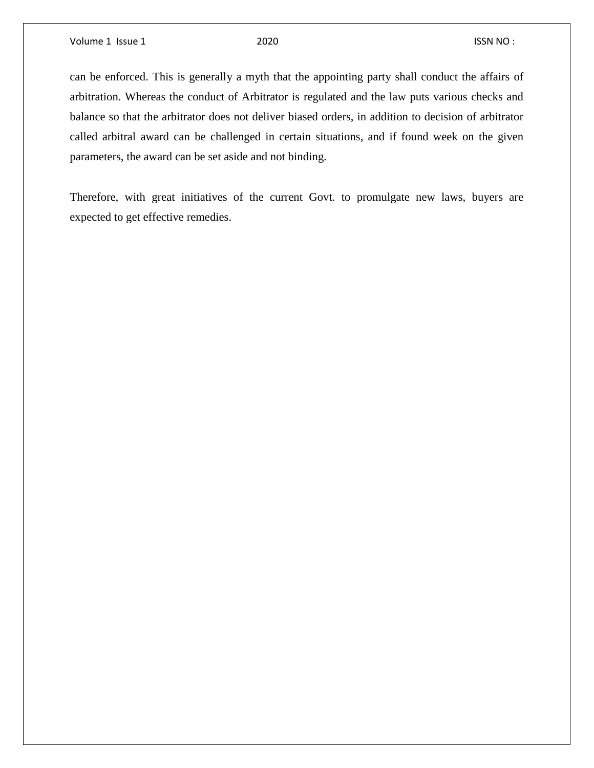can be enforced. This is generally a myth that the appointing party shall conduct the affairs of arbitration. Whereas the conduct of Arbitrator is regulated and the law puts various checks and balance so that the arbitrator does not deliver biased orders, in addition to decision of arbitrator called arbitral award can be challenged in certain situations, and if found week on the given parameters, the award can be set aside and not binding.

Therefore, with great initiatives of the current Govt. to promulgate new laws, buyers are expected to get effective remedies.